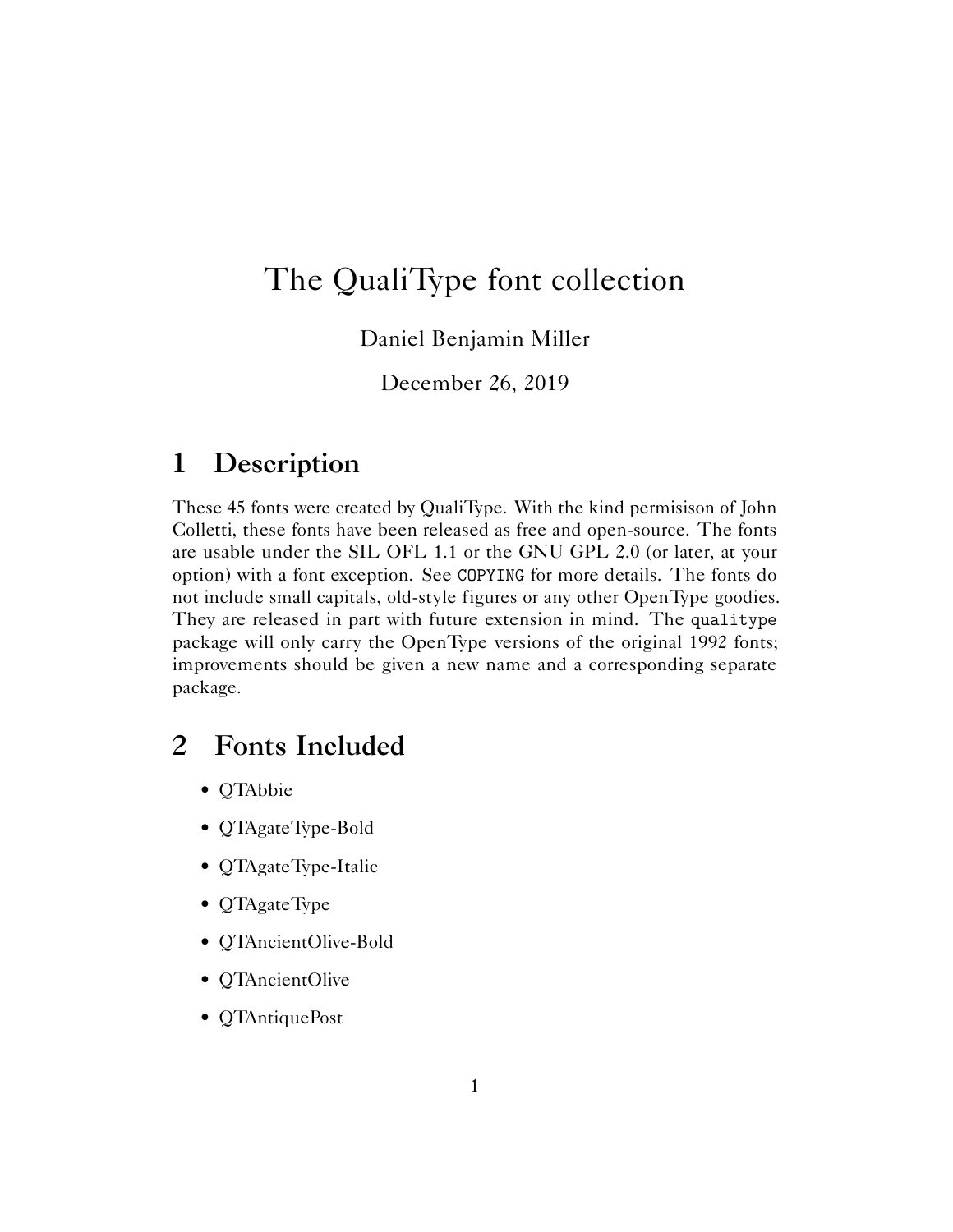# The QualiType font collection

Daniel Benjamin Miller

December 26, 2019

## 1 Description

These 45 fonts were created by QualiType. With the kind permisison of John Colletti, these fonts have been released as free and open-source. The fonts are usable under the SIL OFL 1.1 or the GNU GPL 2.0 (or later, at your option) with a font exception. See `COPYING` for more details. The fonts do not include small capitals, old-style figures or any other OpenType goodies. They are released in part with future extension in mind. The `qualitype` package will only carry the OpenType versions of the original 1992 fonts; improvements should be given a new name and a corresponding separate package.

## 2 Fonts Included

- QTAbbie
- QTAgateType-Bold
- QTAgateType-Italic
- QTAgateType
- QTAncientOlive-Bold
- QTAncientOlive
- QTAntiquePost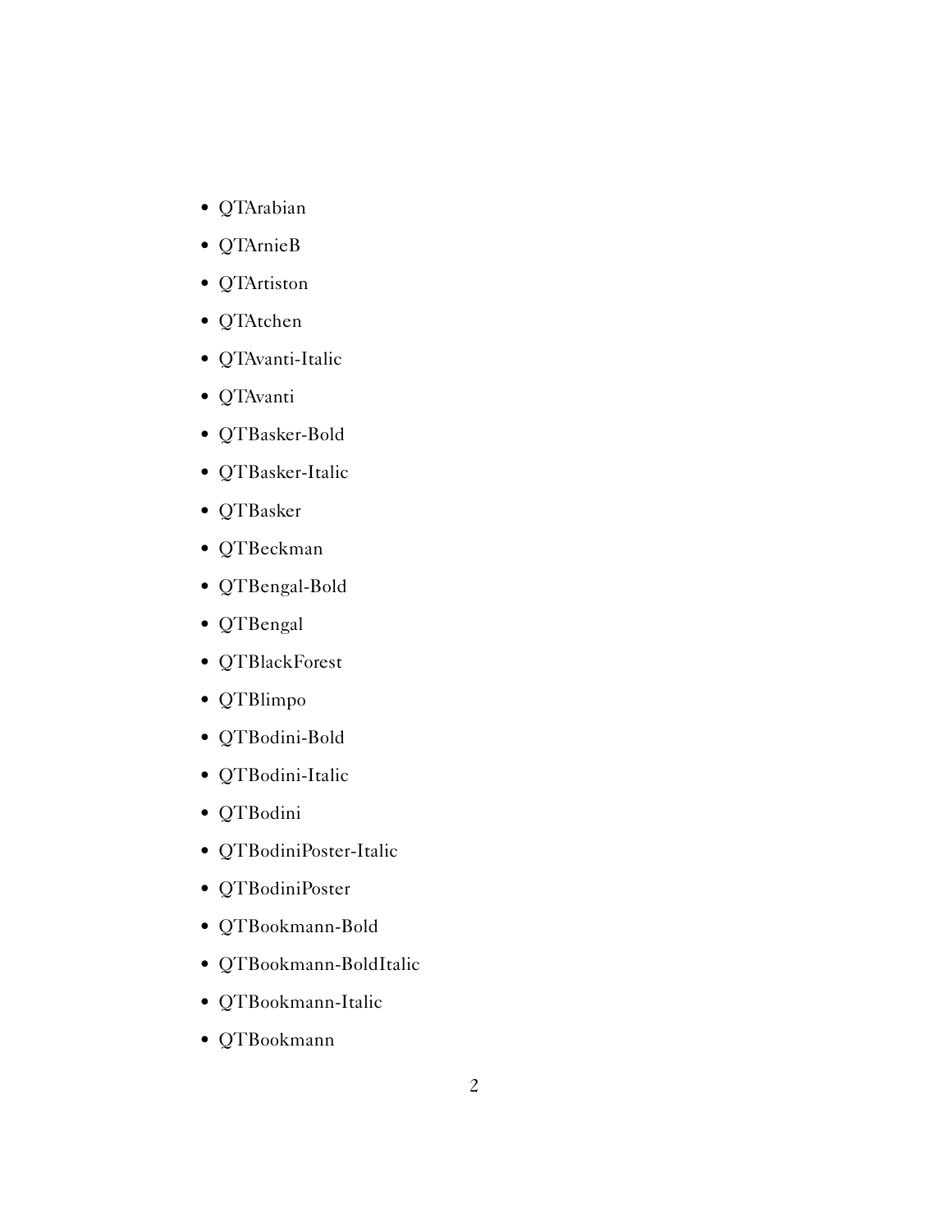- QTArabian
- QTArnieB
- QTArtiston
- QTAtchen
- QTAvanti-Italic
- QTAvanti
- QTBasker-Bold
- QTBasker-Italic
- QTBasker
- QTBeckman
- QTBengal-Bold
- QTBengal
- QTBlackForest
- QTBlimpo
- QTBodini-Bold
- QTBodini-Italic
- QTBodini
- QTBodiniPoster-Italic
- QTBodiniPoster
- QTBookmann-Bold
- QTBookmann-BoldItalic
- QTBookmann-Italic
- QTBookmann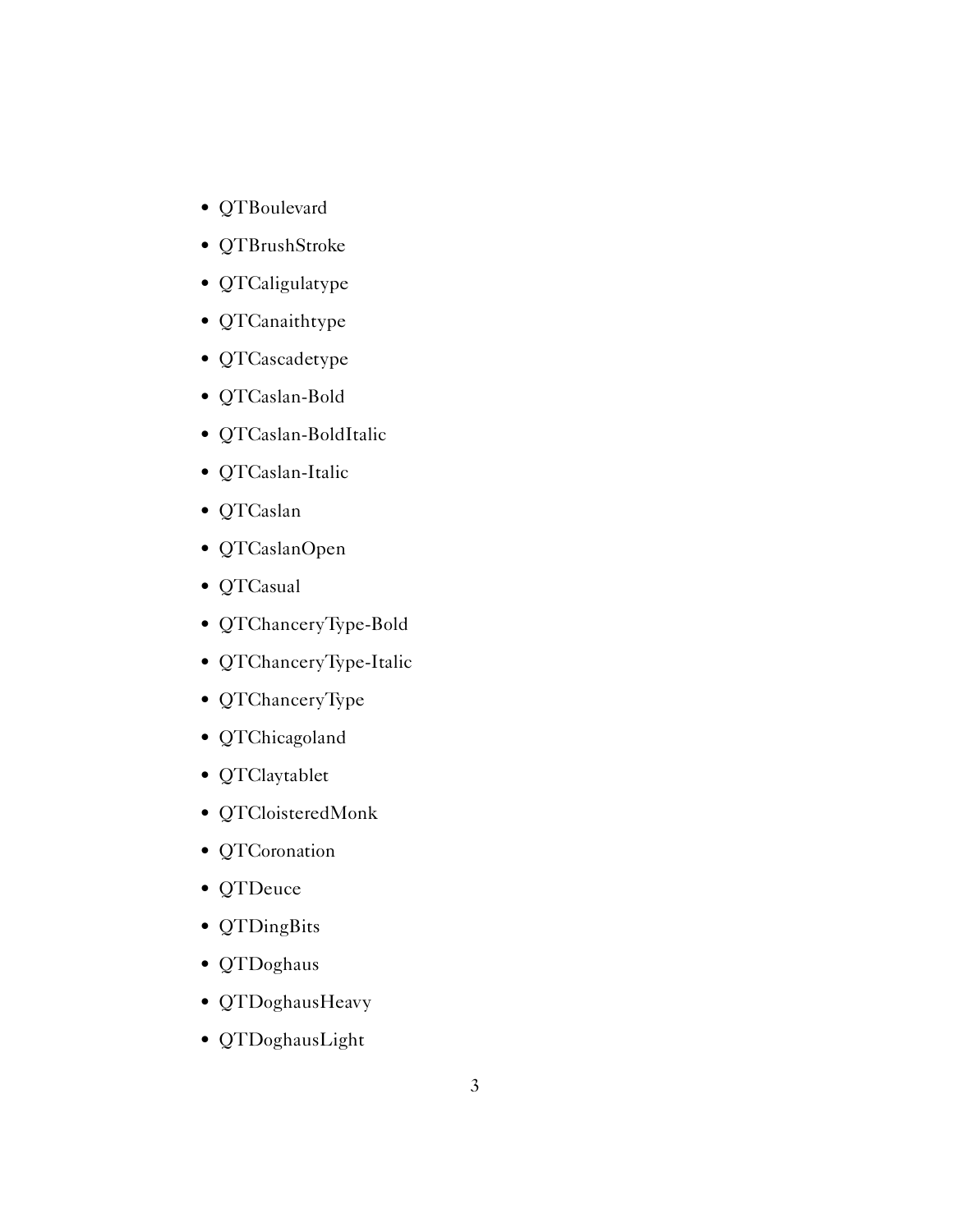- QTBoulevard
- QTBrushStroke
- QTCaligulatype
- QTCanaithtype
- QTCascadetype
- QTCaslan-Bold
- QTCaslan-BoldItalic
- QTCaslan-Italic
- QTCaslan
- QTCaslanOpen
- QTCasual
- QTChanceryType-Bold
- QTChanceryType-Italic
- QTChanceryType
- QTChicagoland
- QTClaytablet
- QTCloisteredMonk
- QTCoronation
- QTDeuce
- QTDingBits
- QTDoghaus
- QTDoghausHeavy
- QTDoghausLight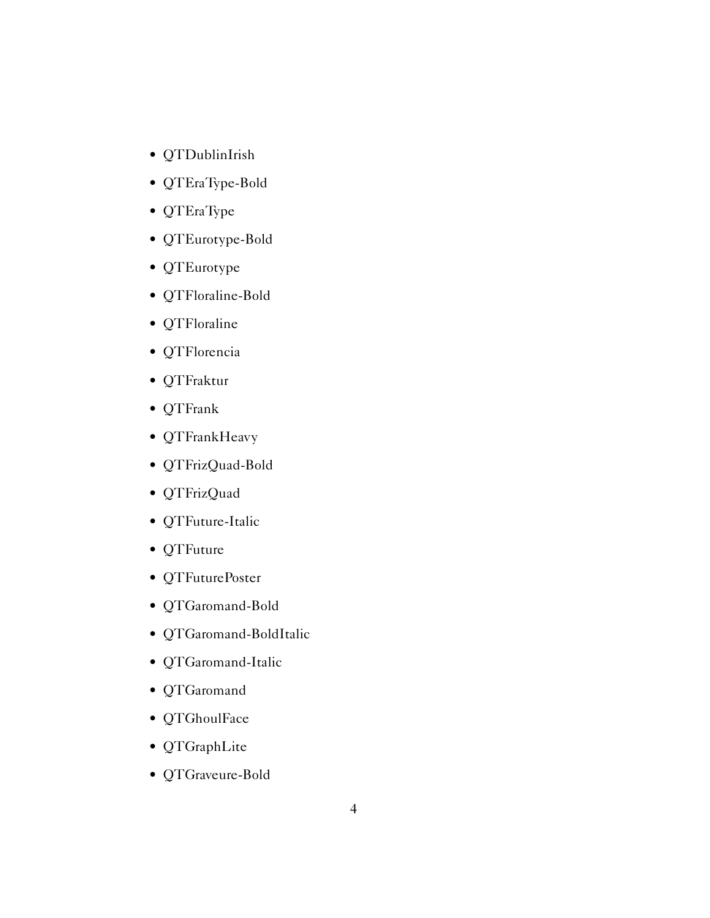- QTDublinIrish
- QTEraType-Bold
- QTEraType
- QTEurotype-Bold
- QTEurotype
- QTFloraline-Bold
- QTFloraline
- QTFlorencia
- QTFraktur
- QTFrank
- QTFrankHeavy
- QTFrizQuad-Bold
- QTFrizQuad
- QTFuture-Italic
- QTFuture
- QTFuturePoster
- QTGaromand-Bold
- QTGaromand-BoldItalic
- QTGaromand-Italic
- QTGaromand
- QTGhoulFace
- QTGraphLite
- QTGraveure-Bold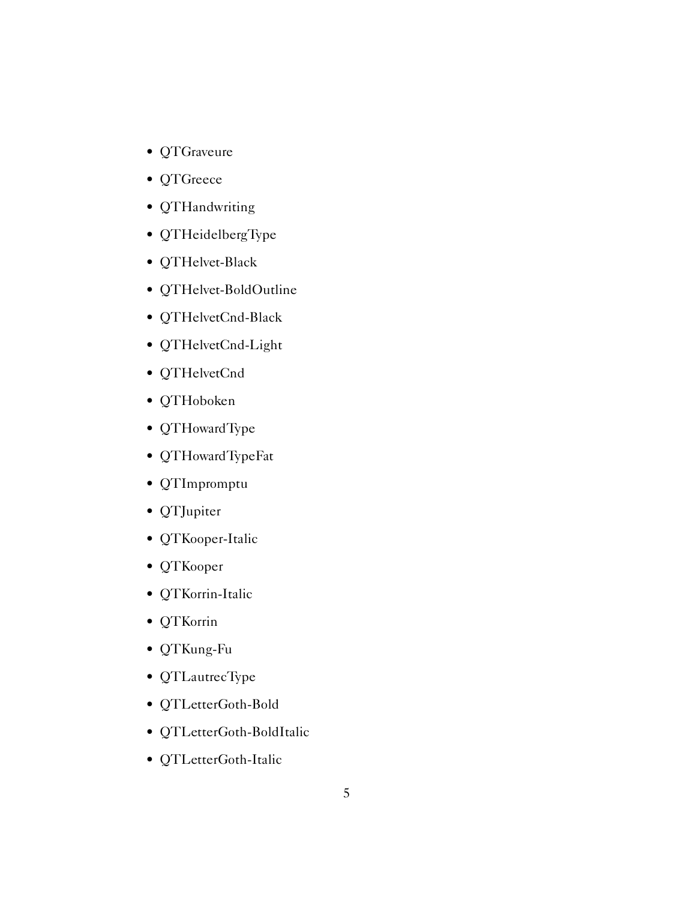- QTGraveure
- QTGreece
- QTHandwriting
- QTHeidelbergType
- QTHelvet-Black
- QTHelvet-BoldOutline
- QTHelvetCnd-Black
- QTHelvetCnd-Light
- QTHelvetCnd
- QTHoboken
- QTHowardType
- QTHowardTypeFat
- QTImpromptu
- QTJupiter
- QTKooper-Italic
- QTKooper
- QTKorrin-Italic
- QTKorrin
- QTKung-Fu
- QTLautrecType
- QTLetterGoth-Bold
- QTLetterGoth-BoldItalic
- QTLetterGoth-Italic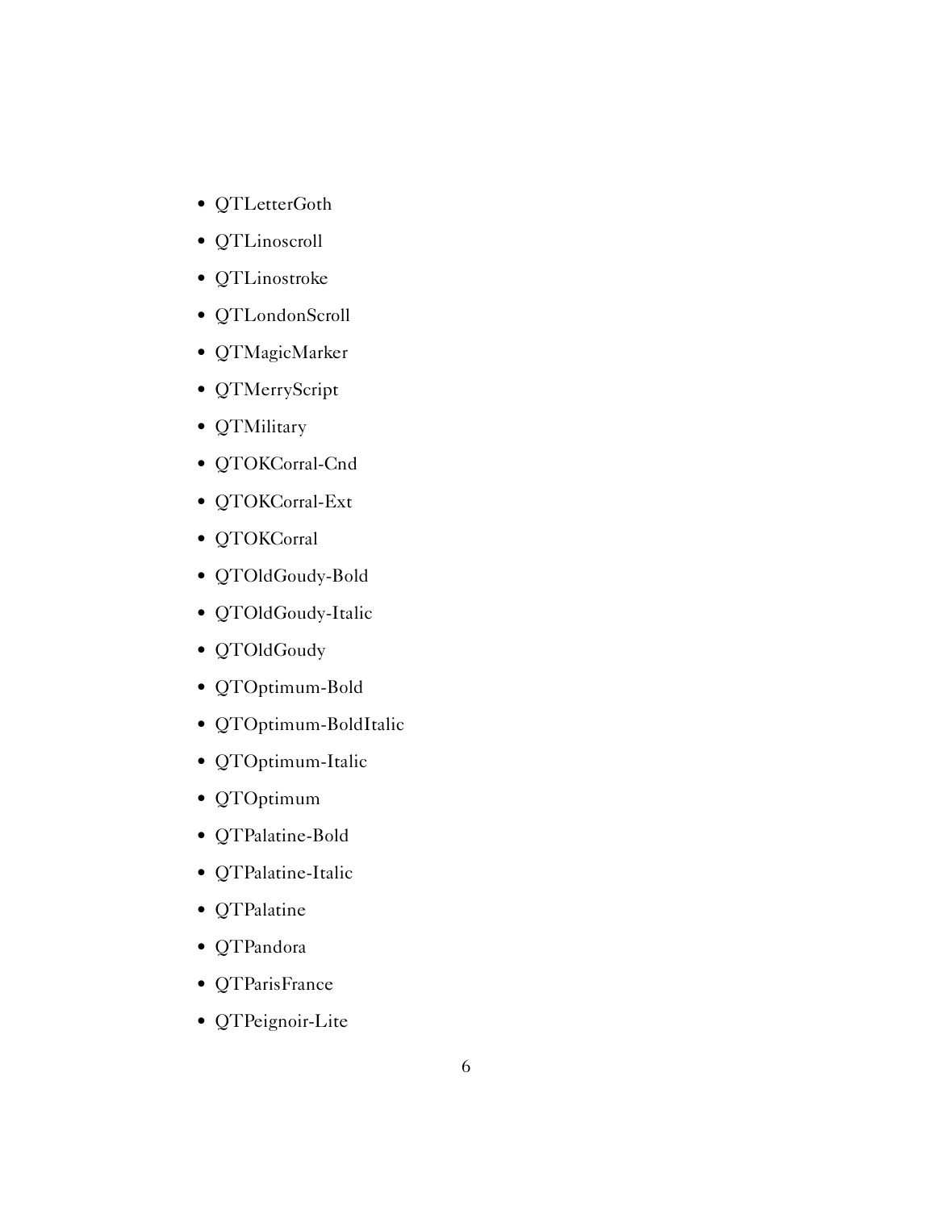- QTLetterGoth
- QTLinoscroll
- QTLinostroke
- QTLondonScroll
- QTMagicMarker
- QTMerryScript
- QTMilitary
- QTOKCorral-Cnd
- QTOKCorral-Ext
- QTOKCorral
- QTOldGoudy-Bold
- QTOldGoudy-Italic
- QTOldGoudy
- QTOptimum-Bold
- QTOptimum-BoldItalic
- QTOptimum-Italic
- QTOptimum
- QTPalatine-Bold
- QTPalatine-Italic
- QTPalatine
- QTPandora
- QTParisFrance
- QTPeignoir-Lite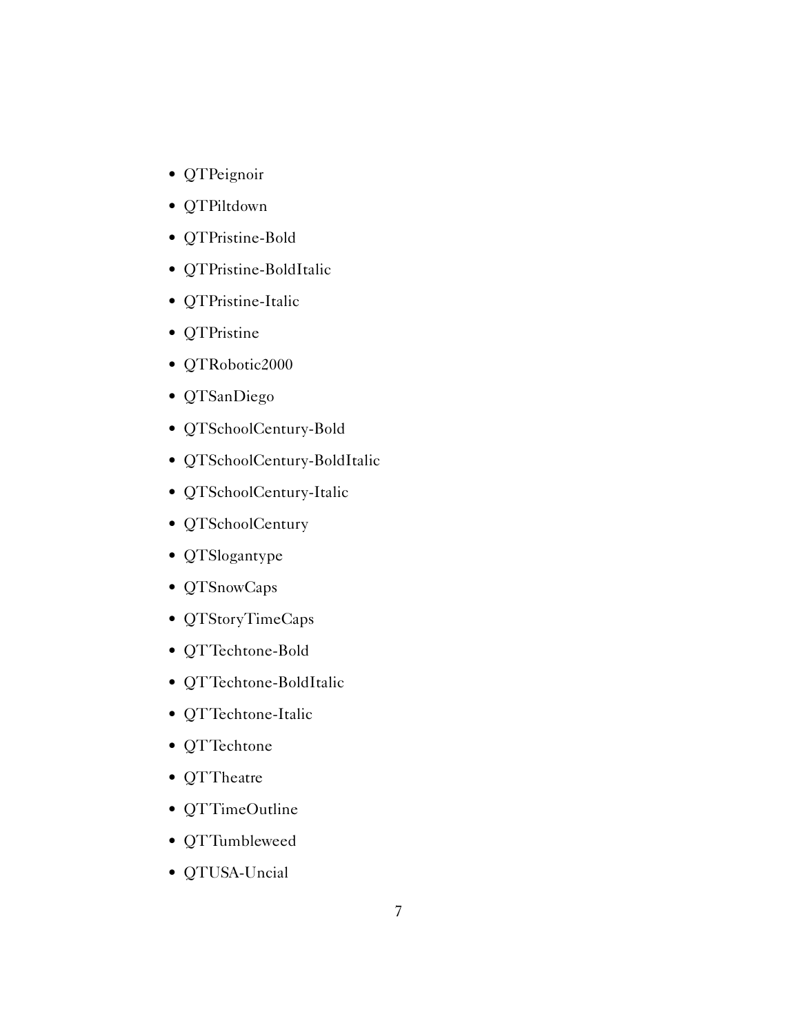- QTPeignoir
- QTPiltdown
- QTPristine-Bold
- QTPristine-BoldItalic
- QTPristine-Italic
- QTPristine
- QTRobotic2000
- QTSanDiego
- QTSchoolCentury-Bold
- QTSchoolCentury-BoldItalic
- QTSchoolCentury-Italic
- QTSchoolCentury
- QTSlogantype
- QTSnowCaps
- QTStoryTimeCaps
- QTTechtone-Bold
- QTTechtone-BoldItalic
- QTTechtone-Italic
- QTTechtone
- QTTheatre
- QTTimeOutline
- QTTumbleweed
- QTUSA-Uncial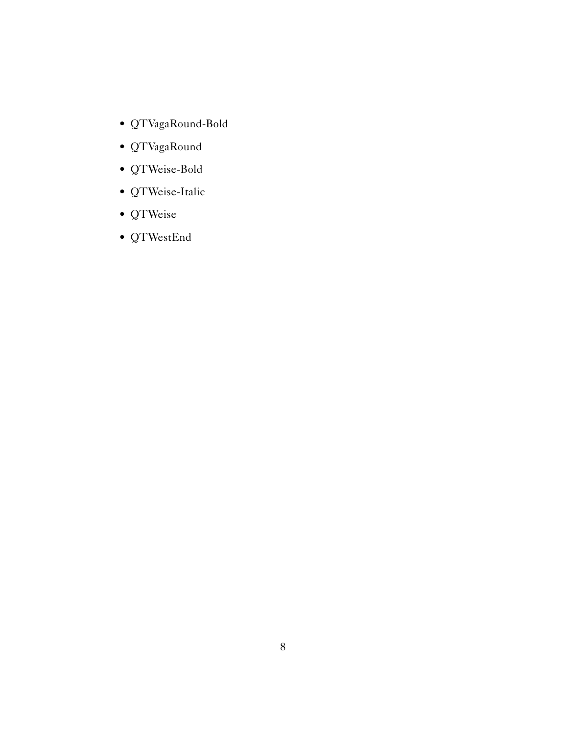- QTVagaRound-Bold
- QTVagaRound
- QTWeise-Bold
- QTWeise-Italic
- QTWeise
- QTWestEnd